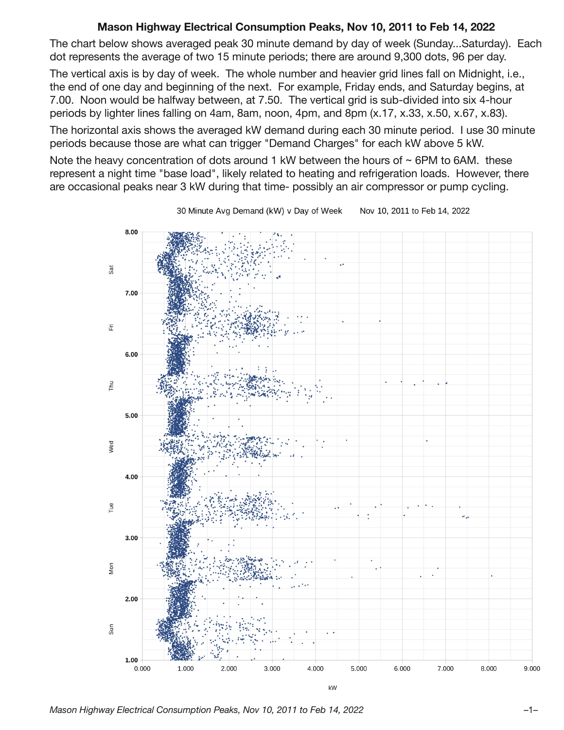# Mason Highway Electrical Consumption Peaks, Nov 10, 2011 to Feb 14, 2022

The chart below shows averaged peak 30 minute demand by day of week (Sunday...Saturday). Each dot represents the average of two 15 minute periods; there are around 9,300 dots, 96 per day.

The vertical axis is by day of week. The whole number and heavier grid lines fall on Midnight, i.e., the end of one day and beginning of the next. For example, Friday ends, and Saturday begins, at 7.00. Noon would be halfway between, at 7.50. The vertical grid is sub-divided into six 4-hour periods by lighter lines falling on 4am, 8am, noon, 4pm, and 8pm (x.17, x.33, x.50, x.67, x.83).

The horizontal axis shows the averaged kW demand during each 30 minute period. I use 30 minute periods because those are what can trigger "Demand Charges" for each kW above 5 kW.

Note the heavy concentration of dots around 1 kW between the hours of ~ 6PM to 6AM. these represent a night time "base load", likely related to heating and refrigeration loads. However, there are occasional peaks near 3 kW during that time- possibly an air compressor or pump cycling.

30 Minute Avg Demand (kW) v Day of Week    Nov 10, 2011 to Feb 14, 2022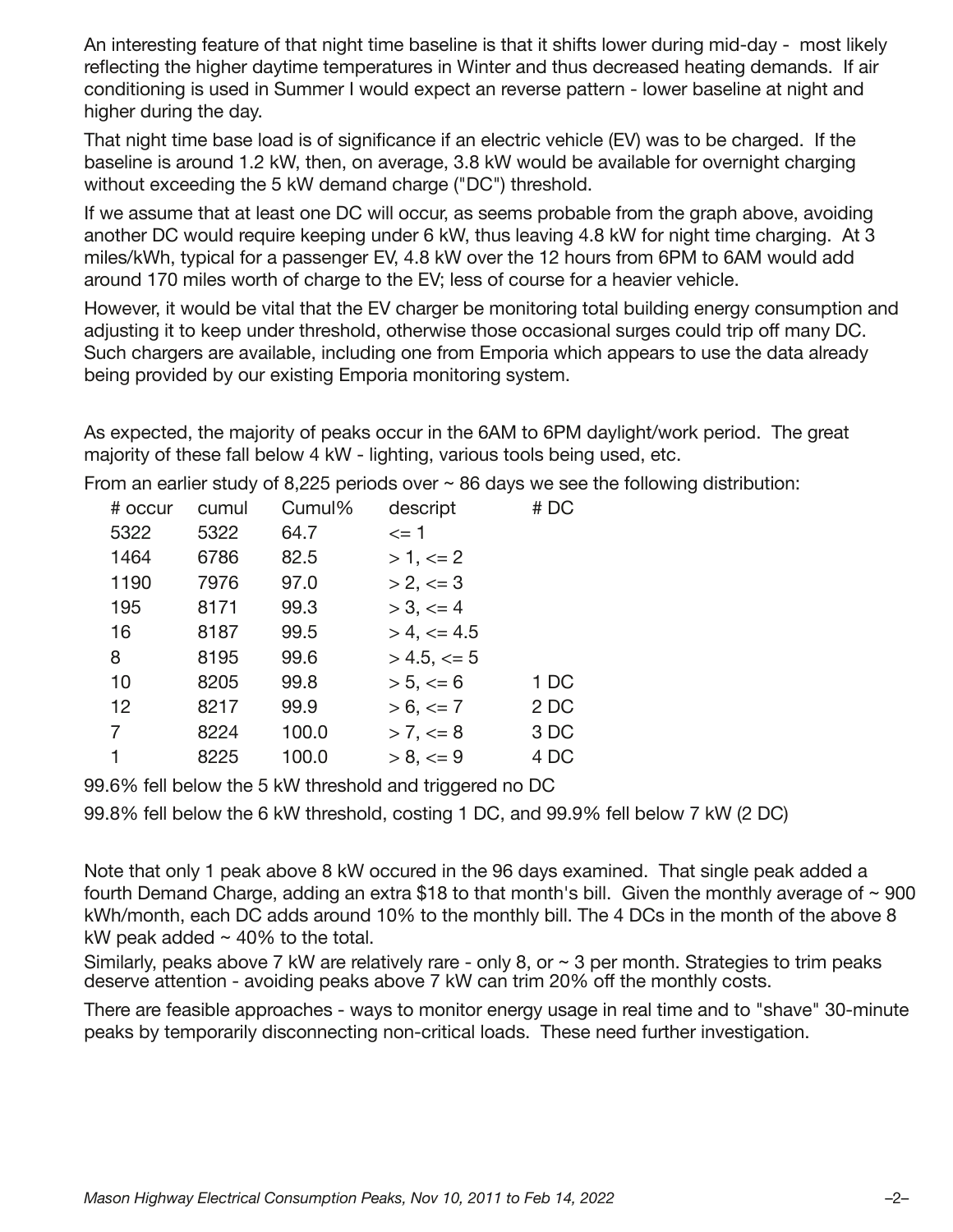An interesting feature of that night time baseline is that it shifts lower during mid-day - most likely reflecting the higher daytime temperatures in Winter and thus decreased heating demands. If air conditioning is used in Summer I would expect an reverse pattern - lower baseline at night and higher during the day.

That night time base load is of significance if an electric vehicle (EV) was to be charged. If the baseline is around 1.2 kW, then, on average, 3.8 kW would be available for overnight charging without exceeding the 5 kW demand charge ("DC") threshold.

If we assume that at least one DC will occur, as seems probable from the graph above, avoiding another DC would require keeping under 6 kW, thus leaving 4.8 kW for night time charging. At 3 miles/kWh, typical for a passenger EV, 4.8 kW over the 12 hours from 6PM to 6AM would add around 170 miles worth of charge to the EV; less of course for a heavier vehicle.

However, it would be vital that the EV charger be monitoring total building energy consumption and adjusting it to keep under threshold, otherwise those occasional surges could trip off many DC. Such chargers are available, including one from Emporia which appears to use the data already being provided by our existing Emporia monitoring system.

As expected, the majority of peaks occur in the 6AM to 6PM daylight/work period. The great majority of these fall below 4 kW - lighting, various tools being used, etc.

From an earlier study of 8,225 periods over ~ 86 days we see the following distribution:

| # occur | cumul | Cumul% | descript | # DC |
|---|---|---|---|---|
| 5322 | 5322 | 64.7 | <= 1 | |
| 1464 | 6786 | 82.5 | > 1, <= 2 | |
| 1190 | 7976 | 97.0 | > 2, <= 3 | |
| 195 | 8171 | 99.3 | > 3, <= 4 | |
| 16 | 8187 | 99.5 | > 4, <= 4.5 | |
| 8 | 8195 | 99.6 | > 4.5, <= 5 | |
| 10 | 8205 | 99.8 | > 5, <= 6 | 1 DC |
| 12 | 8217 | 99.9 | > 6, <= 7 | 2 DC |
| 7 | 8224 | 100.0 | > 7, <= 8 | 3 DC |
| 1 | 8225 | 100.0 | > 8, <= 9 | 4 DC |

99.6% fell below the 5 kW threshold and triggered no DC

99.8% fell below the 6 kW threshold, costing 1 DC, and 99.9% fell below 7 kW (2 DC)

Note that only 1 peak above 8 kW occured in the 96 days examined. That single peak added a fourth Demand Charge, adding an extra $18 to that month's bill. Given the monthly average of ~ 900 kWh/month, each DC adds around 10% to the monthly bill. The 4 DCs in the month of the above 8 kW peak added ~ 40% to the total.

Similarly, peaks above 7 kW are relatively rare - only 8, or ~ 3 per month. Strategies to trim peaks deserve attention - avoiding peaks above 7 kW can trim 20% off the monthly costs.

There are feasible approaches - ways to monitor energy usage in real time and to "shave" 30-minute peaks by temporarily disconnecting non-critical loads. These need further investigation.